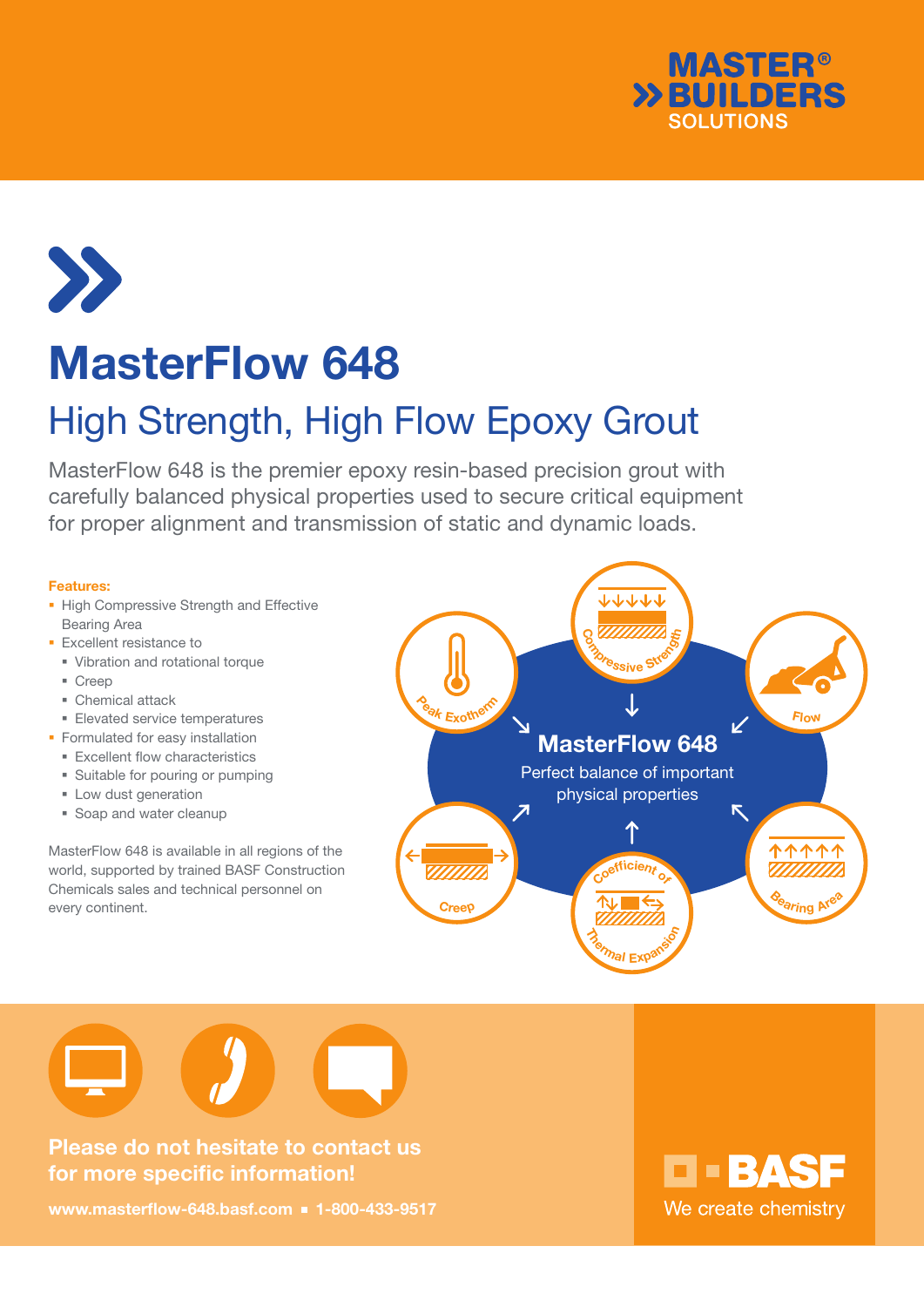# MasterFlow 648

## High Strength, High Flow Epoxy Grout

MasterFlow 648 is the premier epoxy resin-based precision grout with carefully balanced physical properties used to secure critical equipment for proper alignment and transmission of static and dynamic loads.

**Features:**

- High Compressive Strength and Effective Bearing Area
- Excellent resistance to
  - Vibration and rotational torque
  - Creep
  - Chemical attack
  - Elevated service temperatures
- Formulated for easy installation
  - Excellent flow characteristics
  - Suitable for pouring or pumping
  - Low dust generation
  - Soap and water cleanup

MasterFlow 648 is available in all regions of the world, supported by trained BASF Construction Chemicals sales and technical personnel on every continent.

**MasterFlow 648**

Perfect balance of important physical properties

Compressive Strength · Flow · Bearing Area · Coefficient of Thermal Expansion · Creep · Peak Exotherm

**Please do not hesitate to contact us for more specific information!**

www.masterflow-648.basf.com ▪ 1-800-433-9517

BASF — We create chemistry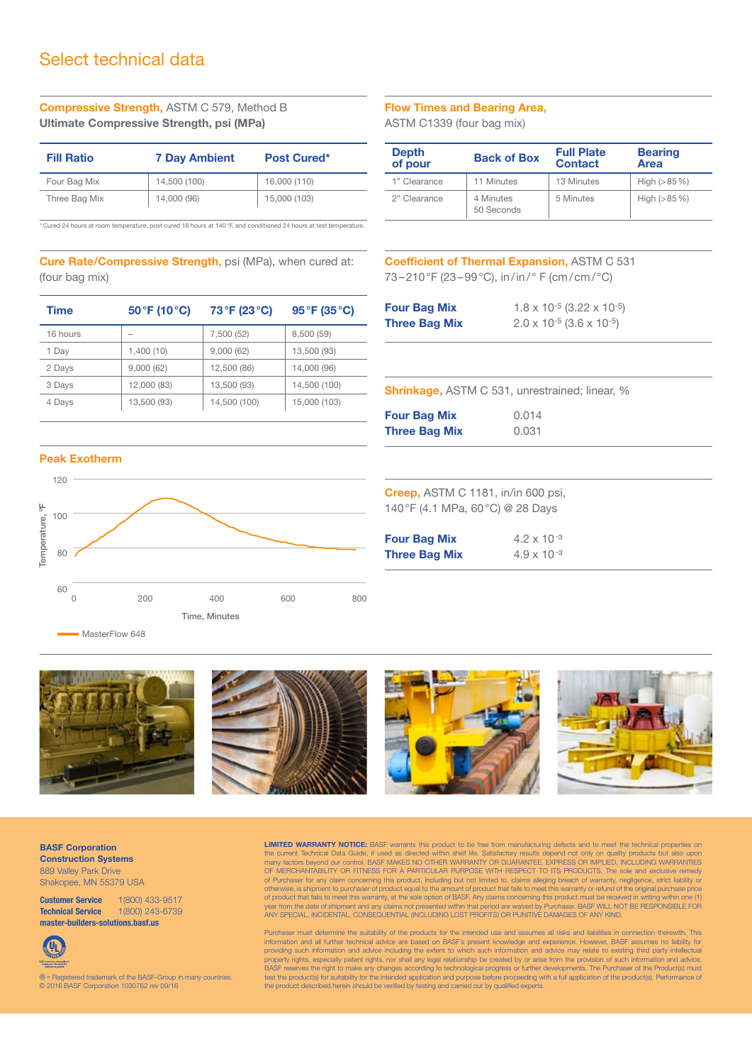## Select technical data

### Compressive Strength, ASTM C 579, Method B

**Ultimate Compressive Strength, psi (MPa)**

| Fill Ratio | 7 Day Ambient | Post Cured* |
|---|---|---|
| Four Bag Mix | 14,500 (100) | 16,000 (110) |
| Three Bag Mix | 14,000 (96) | 15,000 (103) |

*Cured 24 hours at room temperature, post cured 16 hours at 140 °F, and conditioned 24 hours at test temperature.

### Cure Rate/Compressive Strength, psi (MPa), when cured at: (four bag mix)

| Time | 50 °F (10 °C) | 73 °F (23 °C) | 95 °F (35 °C) |
|---|---|---|---|
| 16 hours | – | 7,500 (52) | 8,500 (59) |
| 1 Day | 1,400 (10) | 9,000 (62) | 13,500 (93) |
| 2 Days | 9,000 (62) | 12,500 (86) | 14,000 (96) |
| 3 Days | 12,000 (83) | 13,500 (93) | 14,500 (100) |
| 4 Days | 13,500 (93) | 14,500 (100) | 15,000 (103) |

### Peak Exotherm

Temperature, °F

120
100
80
60

0
200
400
600
800

Time, Minutes

MasterFlow 648

### Flow Times and Bearing Area, ASTM C1339 (four bag mix)

| Depth of pour | Back of Box | Full Plate Contact | Bearing Area |
|---|---|---|---|
| 1" Clearance | 11 Minutes | 13 Minutes | High (>85 %) |
| 2" Clearance | 4 Minutes 50 Seconds | 5 Minutes | High (>85 %) |

### Coefficient of Thermal Expansion, ASTM C 531

73–210 °F (23–99 °C), in/in/° F (cm/cm/°C)

| | |
|---|---|
| **Four Bag Mix** | $1.8 \times 10^{-5}$ ($3.22 \times 10^{-5}$) |
| **Three Bag Mix** | $2.0 \times 10^{-5}$ ($3.6 \times 10^{-5}$) |

### Shrinkage, ASTM C 531, unrestrained; linear, %

| | |
|---|---|
| **Four Bag Mix** | 0.014 |
| **Three Bag Mix** | 0.031 |

### Creep, ASTM C 1181, in/in 600 psi, 140 °F (4.1 MPa, 60 °C) @ 28 Days

| | |
|---|---|
| **Four Bag Mix** | $4.2 \times 10^{-3}$ |
| **Three Bag Mix** | $4.9 \times 10^{-3}$ |

**BASF Corporation**
**Construction Systems**
889 Valley Park Drive
Shakopee, MN 55379 USA

**Customer Service** 1(800) 433-9517
**Technical Service** 1(800) 243-6739
**master-builders-solutions.basf.us**

® = Registered trademark of the BASF-Group in many countries.
© 2016 BASF Corporation 1030762 rev 09/16

**LIMITED WARRANTY NOTICE:** BASF warrants this product to be free from manufacturing defects and to meet the technical properties on the current Technical Data Guide, if used as directed within shelf life. Satisfactory results depend not only on quality products but also upon many factors beyond our control. BASF MAKES NO OTHER WARRANTY OR GUARANTEE, EXPRESS OR IMPLIED, INCLUDING WARRANTIES OF MERCHANTABILITY OR FITNESS FOR A PARTICULAR PURPOSE WITH RESPECT TO ITS PRODUCTS. The sole and exclusive remedy of Purchaser for any claim concerning this product, including but not limited to, claims alleging breach of warranty, negligence, strict liability or otherwise, is shipment to purchaser of product equal to the amount of product that fails to meet this warranty or refund of the original purchase price of product that fails to meet this warranty, at the sole option of BASF. Any claims concerning this product must be received in writing within one (1) year from the date of shipment and any claims not presented within that period are waived by Purchaser. BASF WILL NOT BE RESPONSIBLE FOR ANY SPECIAL, INCIDENTAL, CONSEQUENTIAL (INCLUDING LOST PROFITS) OR PUNITIVE DAMAGES OF ANY KIND.

Purchaser must determine the suitability of the products for the intended use and assumes all risks and liabilities in connection therewith. This information and all further technical advice are based on BASF's present knowledge and experience. However, BASF assumes no liability for providing such information and advice including the extent to which such information and advice may relate to existing third party intellectual property rights, especially patent rights, nor shall any legal relationship be created by or arise from the provision of such information and advice. BASF reserves the right to make any changes according to technological progress or further developments. The Purchaser of the Product(s) must test the product(s) for suitability for the intended application and purpose before proceeding with a full application of the product(s). Performance of the product described herein should be verified by testing and carried out by qualified experts.